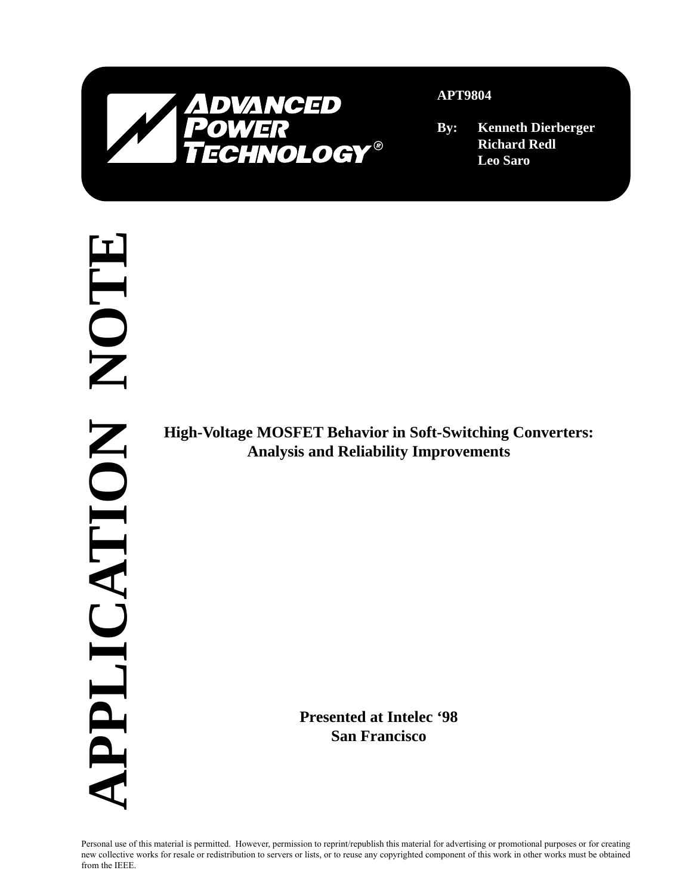**ADVANCED POWER TECHNOLOGY®**

**APT9804**

**By: Kenneth Dierberger**
**Richard Redl**
**Leo Saro**

# APPLICATION NOTE

## High-Voltage MOSFET Behavior in Soft-Switching Converters: Analysis and Reliability Improvements

**Presented at Intelec '98**
**San Francisco**

Personal use of this material is permitted. However, permission to reprint/republish this material for advertising or promotional purposes or for creating new collective works for resale or redistribution to servers or lists, or to reuse any copyrighted component of this work in other works must be obtained from the IEEE.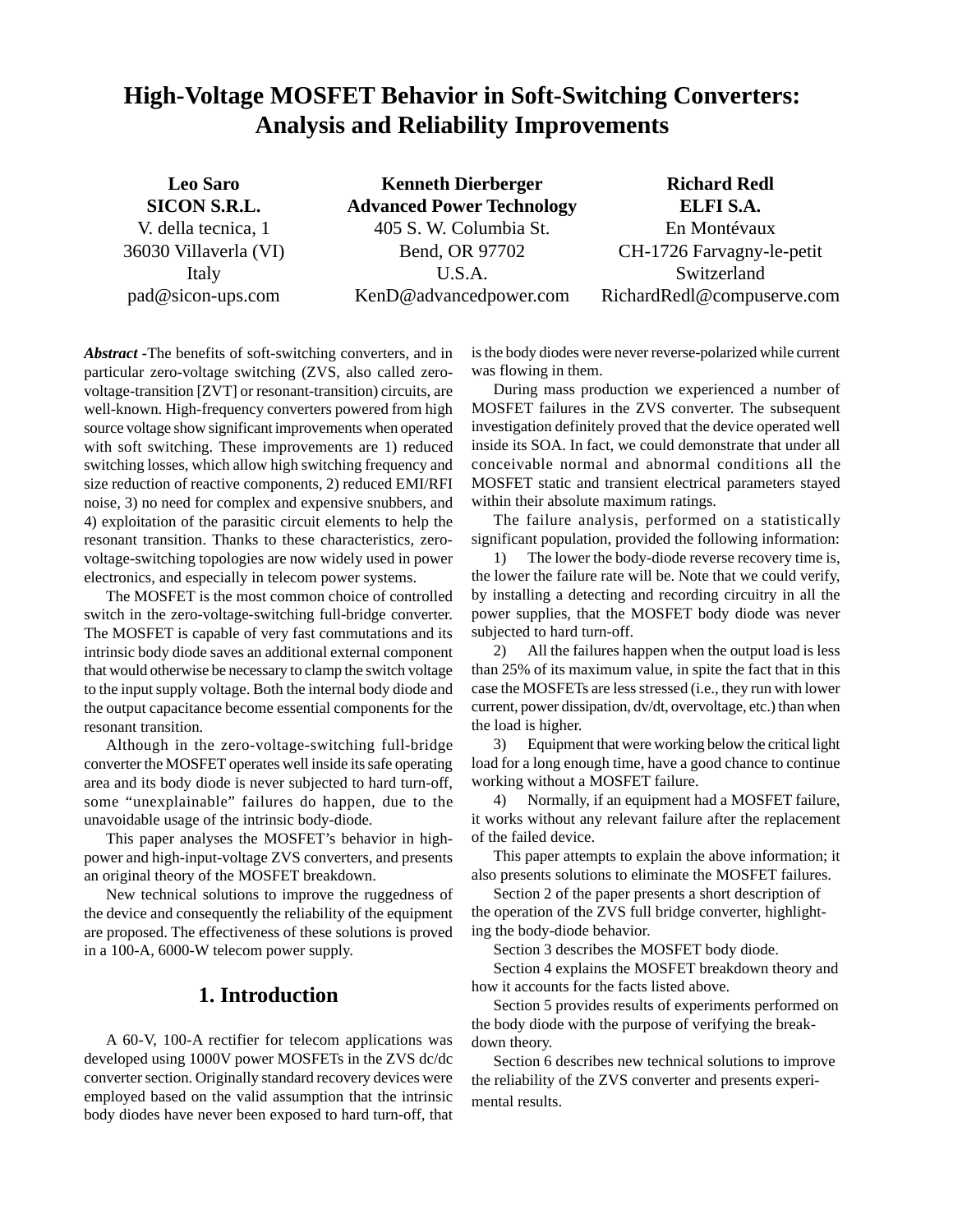# High-Voltage MOSFET Behavior in Soft-Switching Converters: Analysis and Reliability Improvements

**Leo Saro**
**SICON S.R.L.**
V. della tecnica, 1
36030 Villaverla (VI)
Italy
pad@sicon-ups.com

**Kenneth Dierberger**
**Advanced Power Technology**
405 S. W. Columbia St.
Bend, OR 97702
U.S.A.
KenD@advancedpower.com

**Richard Redl**
**ELFI S.A.**
En Montévaux
CH-1726 Farvagny-le-petit
Switzerland
RichardRedl@compuserve.com

***Abstract*** -The benefits of soft-switching converters, and in particular zero-voltage switching (ZVS, also called zero-voltage-transition [ZVT] or resonant-transition) circuits, are well-known. High-frequency converters powered from high source voltage show significant improvements when operated with soft switching. These improvements are 1) reduced switching losses, which allow high switching frequency and size reduction of reactive components, 2) reduced EMI/RFI noise, 3) no need for complex and expensive snubbers, and 4) exploitation of the parasitic circuit elements to help the resonant transition. Thanks to these characteristics, zero-voltage-switching topologies are now widely used in power electronics, and especially in telecom power systems.

The MOSFET is the most common choice of controlled switch in the zero-voltage-switching full-bridge converter. The MOSFET is capable of very fast commutations and its intrinsic body diode saves an additional external component that would otherwise be necessary to clamp the switch voltage to the input supply voltage. Both the internal body diode and the output capacitance become essential components for the resonant transition.

Although in the zero-voltage-switching full-bridge converter the MOSFET operates well inside its safe operating area and its body diode is never subjected to hard turn-off, some "unexplainable" failures do happen, due to the unavoidable usage of the intrinsic body-diode.

This paper analyses the MOSFET's behavior in high-power and high-input-voltage ZVS converters, and presents an original theory of the MOSFET breakdown.

New technical solutions to improve the ruggedness of the device and consequently the reliability of the equipment are proposed. The effectiveness of these solutions is proved in a 100-A, 6000-W telecom power supply.

## 1. Introduction

A 60-V, 100-A rectifier for telecom applications was developed using 1000V power MOSFETs in the ZVS dc/dc converter section. Originally standard recovery devices were employed based on the valid assumption that the intrinsic body diodes have never been exposed to hard turn-off, that is the body diodes were never reverse-polarized while current was flowing in them.

During mass production we experienced a number of MOSFET failures in the ZVS converter. The subsequent investigation definitely proved that the device operated well inside its SOA. In fact, we could demonstrate that under all conceivable normal and abnormal conditions all the MOSFET static and transient electrical parameters stayed within their absolute maximum ratings.

The failure analysis, performed on a statistically significant population, provided the following information:

1) The lower the body-diode reverse recovery time is, the lower the failure rate will be. Note that we could verify, by installing a detecting and recording circuitry in all the power supplies, that the MOSFET body diode was never subjected to hard turn-off.

2) All the failures happen when the output load is less than 25% of its maximum value, in spite the fact that in this case the MOSFETs are less stressed (i.e., they run with lower current, power dissipation, dv/dt, overvoltage, etc.) than when the load is higher.

3) Equipment that were working below the critical light load for a long enough time, have a good chance to continue working without a MOSFET failure.

4) Normally, if an equipment had a MOSFET failure, it works without any relevant failure after the replacement of the failed device.

This paper attempts to explain the above information; it also presents solutions to eliminate the MOSFET failures.

Section 2 of the paper presents a short description of the operation of the ZVS full bridge converter, highlighting the body-diode behavior.

Section 3 describes the MOSFET body diode.

Section 4 explains the MOSFET breakdown theory and how it accounts for the facts listed above.

Section 5 provides results of experiments performed on the body diode with the purpose of verifying the breakdown theory.

Section 6 describes new technical solutions to improve the reliability of the ZVS converter and presents experimental results.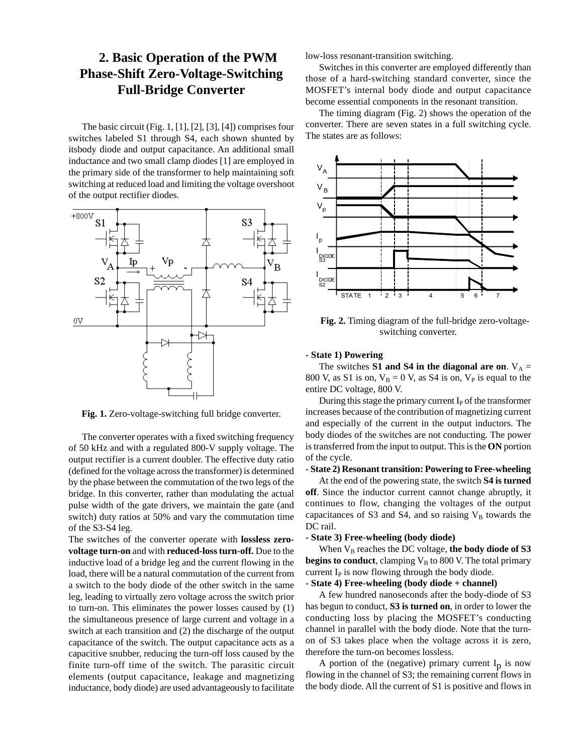## 2. Basic Operation of the PWM Phase-Shift Zero-Voltage-Switching Full-Bridge Converter

The basic circuit (Fig. 1, [1], [2], [3], [4]) comprises four switches labeled S1 through S4, each shown shunted by itsbody diode and output capacitance. An additional small inductance and two small clamp diodes [1] are employed in the primary side of the transformer to help maintaining soft switching at reduced load and limiting the voltage overshoot of the output rectifier diodes.

+800V
S1
S3
$V_A$
Ip
Vp
+
-
$V_B$
S2
S4
0V

**Fig. 1.** Zero-voltage-switching full bridge converter.

The converter operates with a fixed switching frequency of 50 kHz and with a regulated 800-V supply voltage. The output rectifier is a current doubler. The effective duty ratio (defined for the voltage across the transformer) is determined by the phase between the commutation of the two legs of the bridge. In this converter, rather than modulating the actual pulse width of the gate drivers, we maintain the gate (and switch) duty ratios at 50% and vary the commutation time of the S3-S4 leg.

The switches of the converter operate with **lossless zero-voltage turn-on** and with **reduced-loss turn-off.** Due to the inductive load of a bridge leg and the current flowing in the load, there will be a natural commutation of the current from a switch to the body diode of the other switch in the same leg, leading to virtually zero voltage across the switch prior to turn-on. This eliminates the power losses caused by (1) the simultaneous presence of large current and voltage in a switch at each transition and (2) the discharge of the output capacitance of the switch. The output capacitance acts as a capacitive snubber, reducing the turn-off loss caused by the finite turn-off time of the switch. The parasitic circuit elements (output capacitance, leakage and magnetizing inductance, body diode) are used advantageously to facilitate low-loss resonant-transition switching.

Switches in this converter are employed differently than those of a hard-switching standard converter, since the MOSFET's internal body diode and output capacitance become essential components in the resonant transition.

The timing diagram (Fig. 2) shows the operation of the converter. There are seven states in a full switching cycle. The states are as follows:

$V_A$
$V_B$
$V_p$
$I_p$
$I_{DIODE\ S3}$
$I_{DIODE\ S2}$
STATE 1 2 3 4 5 6 7

**Fig. 2.** Timing diagram of the full-bridge zero-voltage-switching converter.

**- State 1) Powering**

The switches **S1 and S4 in the diagonal are on**. $V_A$ = 800 V, as S1 is on, $V_B$ = 0 V, as S4 is on, $V_P$ is equal to the entire DC voltage, 800 V.

During this stage the primary current $I_P$ of the transformer increases because of the contribution of magnetizing current and especially of the current in the output inductors. The body diodes of the switches are not conducting. The power is transferred from the input to output. This is the **ON** portion of the cycle.

**- State 2) Resonant transition: Powering to Free-wheeling**

At the end of the powering state, the switch **S4 is turned off**. Since the inductor current cannot change abruptly, it continues to flow, changing the voltages of the output capacitances of S3 and S4, and so raising $V_B$ towards the DC rail.

**- State 3) Free-wheeling (body diode)**

When $V_B$ reaches the DC voltage, **the body diode of S3 begins to conduct**, clamping $V_B$ to 800 V. The total primary current $I_P$ is now flowing through the body diode.

**- State 4) Free-wheeling (body diode + channel)**

A few hundred nanoseconds after the body-diode of S3 has begun to conduct, **S3 is turned on**, in order to lower the conducting loss by placing the MOSFET's conducting channel in parallel with the body diode. Note that the turn-on of S3 takes place when the voltage across it is zero, therefore the turn-on becomes lossless.

A portion of the (negative) primary current $I_p$ is now flowing in the channel of S3; the remaining current flows in the body diode. All the current of S1 is positive and flows in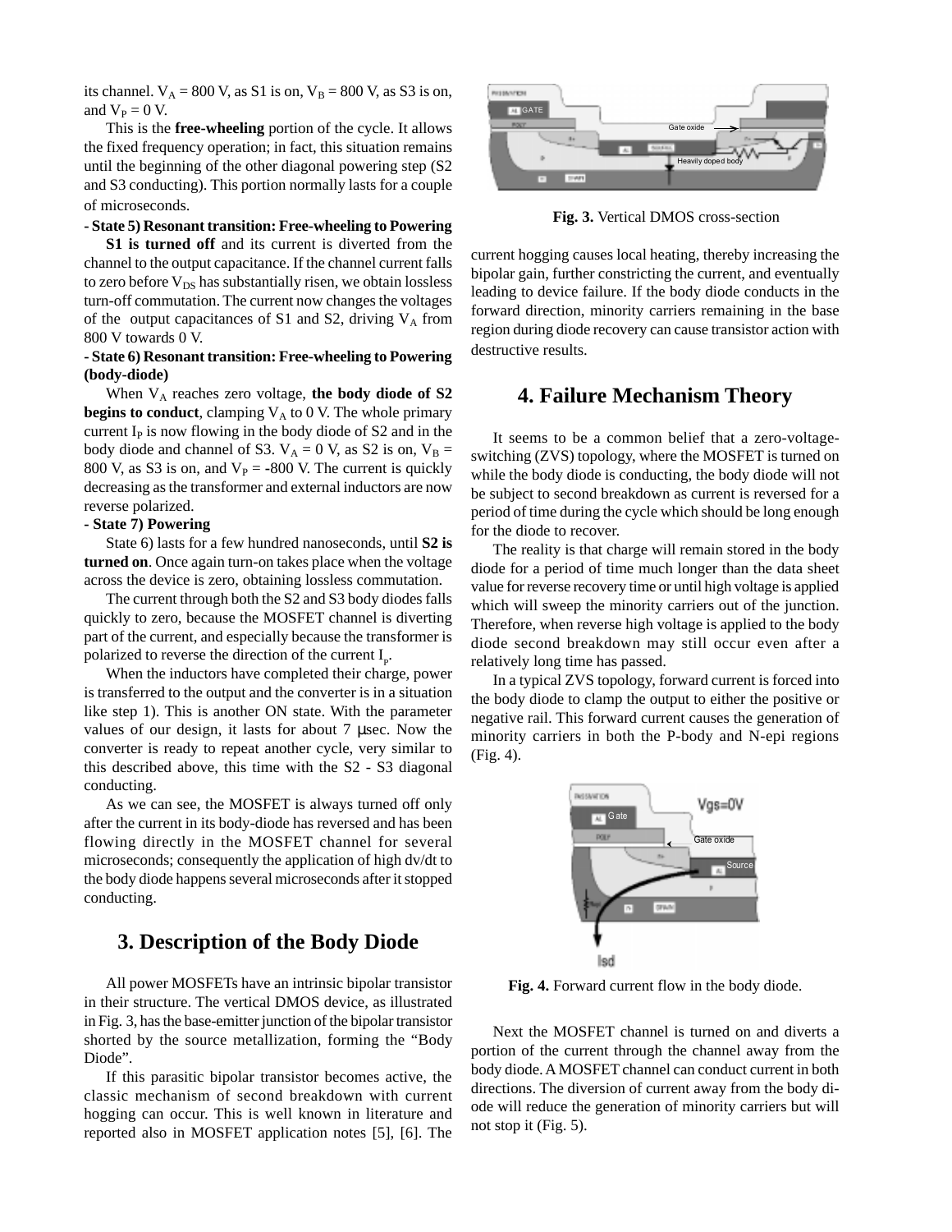its channel. $V_A$ = 800 V, as S1 is on, $V_B$ = 800 V, as S3 is on, and $V_P$ = 0 V.

This is the **free-wheeling** portion of the cycle. It allows the fixed frequency operation; in fact, this situation remains until the beginning of the other diagonal powering step (S2 and S3 conducting). This portion normally lasts for a couple of microseconds.

**- State 5) Resonant transition: Free-wheeling to Powering**

**S1 is turned off** and its current is diverted from the channel to the output capacitance. If the channel current falls to zero before $V_{DS}$ has substantially risen, we obtain lossless turn-off commutation. The current now changes the voltages of the output capacitances of S1 and S2, driving $V_A$ from 800 V towards 0 V.

**- State 6) Resonant transition: Free-wheeling to Powering (body-diode)**

When $V_A$ reaches zero voltage, **the body diode of S2 begins to conduct**, clamping $V_A$ to 0 V. The whole primary current $I_P$ is now flowing in the body diode of S2 and in the body diode and channel of S3. $V_A$ = 0 V, as S2 is on, $V_B$ = 800 V, as S3 is on, and $V_P$ = -800 V. The current is quickly decreasing as the transformer and external inductors are now reverse polarized.

**- State 7) Powering**

State 6) lasts for a few hundred nanoseconds, until **S2 is turned on**. Once again turn-on takes place when the voltage across the device is zero, obtaining lossless commutation.

The current through both the S2 and S3 body diodes falls quickly to zero, because the MOSFET channel is diverting part of the current, and especially because the transformer is polarized to reverse the direction of the current $I_P$.

When the inductors have completed their charge, power is transferred to the output and the converter is in a situation like step 1). This is another ON state. With the parameter values of our design, it lasts for about 7 μsec. Now the converter is ready to repeat another cycle, very similar to this described above, this time with the S2 - S3 diagonal conducting.

As we can see, the MOSFET is always turned off only after the current in its body-diode has reversed and has been flowing directly in the MOSFET channel for several microseconds; consequently the application of high dv/dt to the body diode happens several microseconds after it stopped conducting.

## 3. Description of the Body Diode

All power MOSFETs have an intrinsic bipolar transistor in their structure. The vertical DMOS device, as illustrated in Fig. 3, has the base-emitter junction of the bipolar transistor shorted by the source metallization, forming the "Body Diode".

If this parasitic bipolar transistor becomes active, the classic mechanism of second breakdown with current hogging can occur. This is well known in literature and reported also in MOSFET application notes [5], [6]. The

PASSIVATION
AL GATE
POLY
Gate oxide
AL
Heavily doped body
P
N DRAIN

**Fig. 3.** Vertical DMOS cross-section

current hogging causes local heating, thereby increasing the bipolar gain, further constricting the current, and eventually leading to device failure. If the body diode conducts in the forward direction, minority carriers remaining in the base region during diode recovery can cause transistor action with destructive results.

## 4. Failure Mechanism Theory

It seems to be a common belief that a zero-voltage-switching (ZVS) topology, where the MOSFET is turned on while the body diode is conducting, the body diode will not be subject to second breakdown as current is reversed for a period of time during the cycle which should be long enough for the diode to recover.

The reality is that charge will remain stored in the body diode for a period of time much longer than the data sheet value for reverse recovery time or until high voltage is applied which will sweep the minority carriers out of the junction. Therefore, when reverse high voltage is applied to the body diode second breakdown may still occur even after a relatively long time has passed.

In a typical ZVS topology, forward current is forced into the body diode to clamp the output to either the positive or negative rail. This forward current causes the generation of minority carriers in both the P-body and N-epi regions (Fig. 4).

PASSIVATION
Vgs=0V
AL Gate
POLY
Gate oxide
Source
AL
P
N DRAIN
Isd

**Fig. 4.** Forward current flow in the body diode.

Next the MOSFET channel is turned on and diverts a portion of the current through the channel away from the body diode. A MOSFET channel can conduct current in both directions. The diversion of current away from the body diode will reduce the generation of minority carriers but will not stop it (Fig. 5).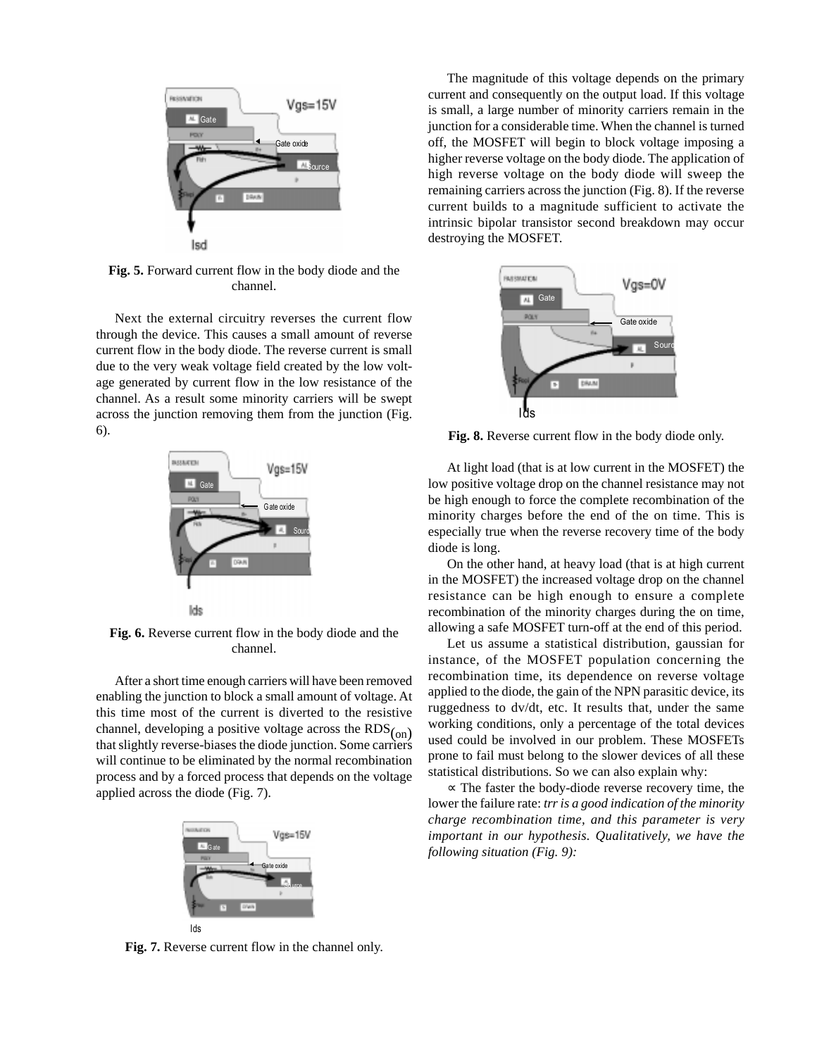Fig. 5. **Fig. 5.** Forward current flow in the body diode and the channel.

Next the external circuitry reverses the current flow through the device. This causes a small amount of reverse current flow in the body diode. The reverse current is small due to the very weak voltage field created by the low voltage generated by current flow in the low resistance of the channel. As a result some minority carriers will be swept across the junction removing them from the junction (Fig. 6).

**Fig. 6.** Reverse current flow in the body diode and the channel.

After a short time enough carriers will have been removed enabling the junction to block a small amount of voltage. At this time most of the current is diverted to the resistive channel, developing a positive voltage across the $RDS_{(on)}$ that slightly reverse-biases the diode junction. Some carriers will continue to be eliminated by the normal recombination process and by a forced process that depends on the voltage applied across the diode (Fig. 7).

**Fig. 7.** Reverse current flow in the channel only.

The magnitude of this voltage depends on the primary current and consequently on the output load. If this voltage is small, a large number of minority carriers remain in the junction for a considerable time. When the channel is turned off, the MOSFET will begin to block voltage imposing a higher reverse voltage on the body diode. The application of high reverse voltage on the body diode will sweep the remaining carriers across the junction (Fig. 8). If the reverse current builds to a magnitude sufficient to activate the intrinsic bipolar transistor second breakdown may occur destroying the MOSFET.

**Fig. 8.** Reverse current flow in the body diode only.

At light load (that is at low current in the MOSFET) the low positive voltage drop on the channel resistance may not be high enough to force the complete recombination of the minority charges before the end of the on time. This is especially true when the reverse recovery time of the body diode is long.

On the other hand, at heavy load (that is at high current in the MOSFET) the increased voltage drop on the channel resistance can be high enough to ensure a complete recombination of the minority charges during the on time, allowing a safe MOSFET turn-off at the end of this period.

Let us assume a statistical distribution, gaussian for instance, of the MOSFET population concerning the recombination time, its dependence on reverse voltage applied to the diode, the gain of the NPN parasitic device, its ruggedness to dv/dt, etc. It results that, under the same working conditions, only a percentage of the total devices used could be involved in our problem. These MOSFETs prone to fail must belong to the slower devices of all these statistical distributions. So we can also explain why:

∝ The faster the body-diode reverse recovery time, the lower the failure rate: *trr is a good indication of the minority charge recombination time, and this parameter is very important in our hypothesis. Qualitatively, we have the following situation (Fig. 9):*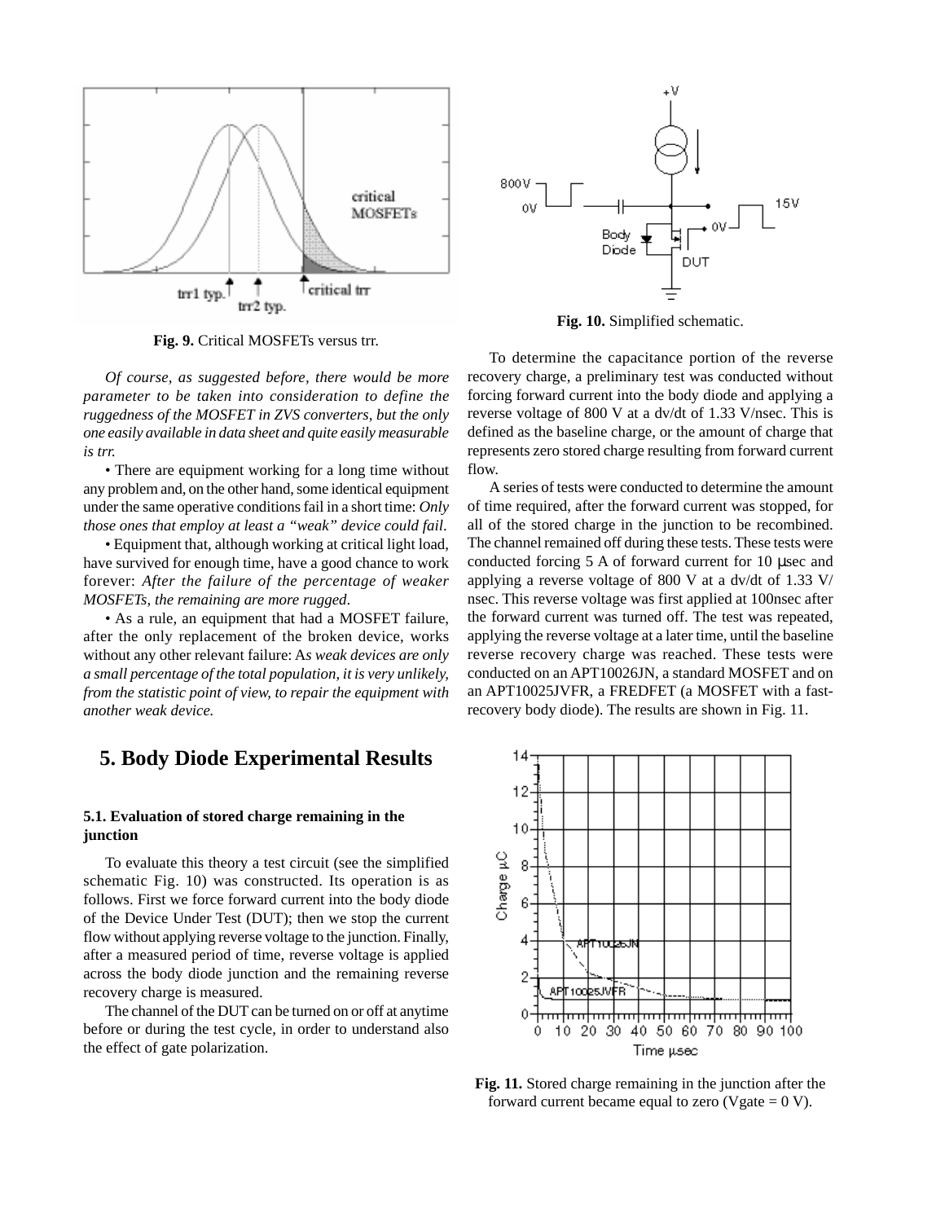critical MOSFETs

trr1 typ.

trr2 typ.

critical trr

**Fig. 9.** Critical MOSFETs versus trr.

*Of course, as suggested before, there would be more parameter to be taken into consideration to define the ruggedness of the MOSFET in ZVS converters, but the only one easily available in data sheet and quite easily measurable is trr.*

• There are equipment working for a long time without any problem and, on the other hand, some identical equipment under the same operative conditions fail in a short time: *Only those ones that employ at least a "weak" device could fail.*

• Equipment that, although working at critical light load, have survived for enough time, have a good chance to work forever: *After the failure of the percentage of weaker MOSFETs, the remaining are more rugged.*

• As a rule, an equipment that had a MOSFET failure, after the only replacement of the broken device, works without any other relevant failure: A*s weak devices are only a small percentage of the total population, it is very unlikely, from the statistic point of view, to repair the equipment with another weak device.*

# 5. Body Diode Experimental Results

### 5.1. Evaluation of stored charge remaining in the junction

To evaluate this theory a test circuit (see the simplified schematic Fig. 10) was constructed. Its operation is as follows. First we force forward current into the body diode of the Device Under Test (DUT); then we stop the current flow without applying reverse voltage to the junction. Finally, after a measured period of time, reverse voltage is applied across the body diode junction and the remaining reverse recovery charge is measured.

The channel of the DUT can be turned on or off at anytime before or during the test cycle, in order to understand also the effect of gate polarization.

+V

800V

0V

15V

0V

Body Diode

DUT

**Fig. 10.** Simplified schematic.

To determine the capacitance portion of the reverse recovery charge, a preliminary test was conducted without forcing forward current into the body diode and applying a reverse voltage of 800 V at a dv/dt of 1.33 V/nsec. This is defined as the baseline charge, or the amount of charge that represents zero stored charge resulting from forward current flow.

A series of tests were conducted to determine the amount of time required, after the forward current was stopped, for all of the stored charge in the junction to be recombined. The channel remained off during these tests. These tests were conducted forcing 5 A of forward current for 10 μsec and applying a reverse voltage of 800 V at a dv/dt of 1.33 V/nsec. This reverse voltage was first applied at 100nsec after the forward current was turned off. The test was repeated, applying the reverse voltage at a later time, until the baseline reverse recovery charge was reached. These tests were conducted on an APT10026JN, a standard MOSFET and on an APT10025JVFR, a FREDFET (a MOSFET with a fast-recovery body diode). The results are shown in Fig. 11.

Charge μC

0
2
4
6
8
10
12
14

Time μsec

0 10 20 30 40 50 60 70 80 90 100

APT10026JN

APT10025JVFR

**Fig. 11.** Stored charge remaining in the junction after the forward current became equal to zero (Vgate = 0 V).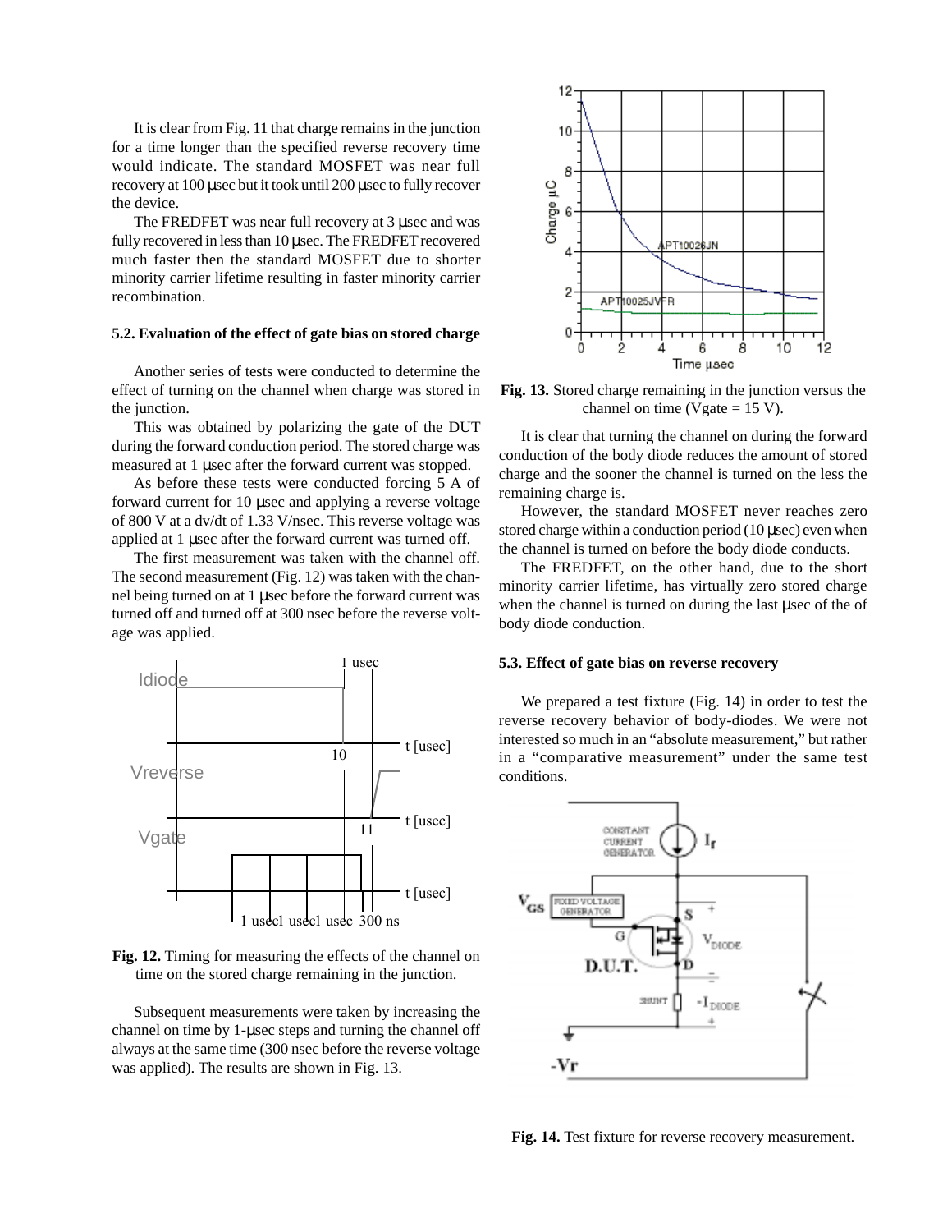It is clear from Fig. 11 that charge remains in the junction for a time longer than the specified reverse recovery time would indicate. The standard MOSFET was near full recovery at 100 μsec but it took until 200 μsec to fully recover the device.

The FREDFET was near full recovery at 3 μsec and was fully recovered in less than 10 μsec. The FREDFET recovered much faster then the standard MOSFET due to shorter minority carrier lifetime resulting in faster minority carrier recombination.

### 5.2. Evaluation of the effect of gate bias on stored charge

Another series of tests were conducted to determine the effect of turning on the channel when charge was stored in the junction.

This was obtained by polarizing the gate of the DUT during the forward conduction period. The stored charge was measured at 1 μsec after the forward current was stopped.

As before these tests were conducted forcing 5 A of forward current for 10 μsec and applying a reverse voltage of 800 V at a dv/dt of 1.33 V/nsec. This reverse voltage was applied at 1 μsec after the forward current was turned off.

The first measurement was taken with the channel off. The second measurement (Fig. 12) was taken with the channel being turned on at 1 μsec before the forward current was turned off and turned off at 300 nsec before the reverse voltage was applied.

Idiode
1 usec
10
t [usec]
Vreverse
11
t [usec]
Vgate
t [usec]
1 usec 1 usec 1 usec 300 ns

**Fig. 12.** Timing for measuring the effects of the channel on time on the stored charge remaining in the junction.

Subsequent measurements were taken by increasing the channel on time by 1-μsec steps and turning the channel off always at the same time (300 nsec before the reverse voltage was applied). The results are shown in Fig. 13.

Charge μC
Time μsec
APT10026JN
APT10025JVFR
0 2 4 6 8 10 12

**Fig. 13.** Stored charge remaining in the junction versus the channel on time (Vgate = 15 V).

It is clear that turning the channel on during the forward conduction of the body diode reduces the amount of stored charge and the sooner the channel is turned on the less the remaining charge is.

However, the standard MOSFET never reaches zero stored charge within a conduction period (10 μsec) even when the channel is turned on before the body diode conducts.

The FREDFET, on the other hand, due to the short minority carrier lifetime, has virtually zero stored charge when the channel is turned on during the last μsec of the of body diode conduction.

### 5.3. Effect of gate bias on reverse recovery

We prepared a test fixture (Fig. 14) in order to test the reverse recovery behavior of body-diodes. We were not interested so much in an "absolute measurement," but rather in a "comparative measurement" under the same test conditions.

CONSTANT CURRENT GENERATOR
$I_f$
$V_{GS}$
FIXED VOLTAGE GENERATOR
S
G
$V_{DIODE}$
D.U.T.
D
SHUNT
$-I_{DIODE}$
-Vr

**Fig. 14.** Test fixture for reverse recovery measurement.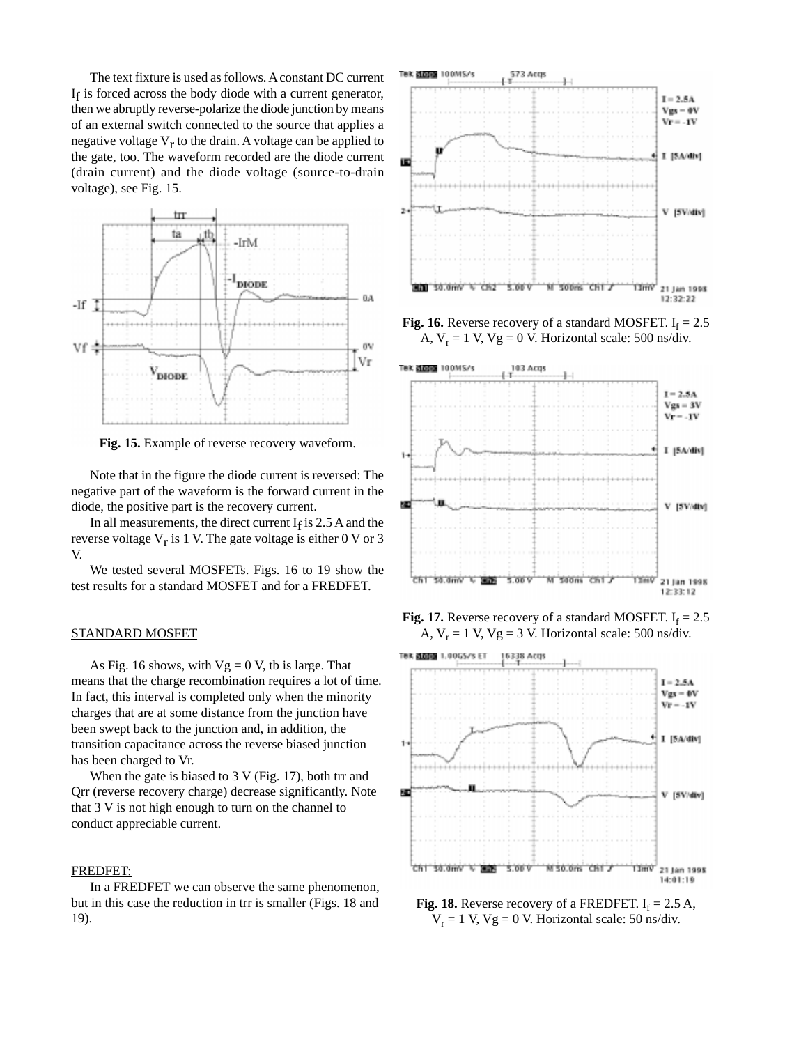The text fixture is used as follows. A constant DC current $I_f$ is forced across the body diode with a current generator, then we abruptly reverse-polarize the diode junction by means of an external switch connected to the source that applies a negative voltage $V_r$ to the drain. A voltage can be applied to the gate, too. The waveform recorded are the diode current (drain current) and the diode voltage (source-to-drain voltage), see Fig. 15.

trr
ta
tb
-IrM
$-I_{DIODE}$
-If
0A
Vf
0V
Vr
$V_{DIODE}$

**Fig. 15.** Example of reverse recovery waveform.

Note that in the figure the diode current is reversed: The negative part of the waveform is the forward current in the diode, the positive part is the recovery current.

In all measurements, the direct current $I_f$ is 2.5 A and the reverse voltage $V_r$ is 1 V. The gate voltage is either 0 V or 3 V.

We tested several MOSFETs. Figs. 16 to 19 show the test results for a standard MOSFET and for a FREDFET.

STANDARD MOSFET

As Fig. 16 shows, with Vg = 0 V, tb is large. That means that the charge recombination requires a lot of time. In fact, this interval is completed only when the minority charges that are at some distance from the junction have been swept back to the junction and, in addition, the transition capacitance across the reverse biased junction has been charged to Vr.

When the gate is biased to 3 V (Fig. 17), both trr and Qrr (reverse recovery charge) decrease significantly. Note that 3 V is not high enough to turn on the channel to conduct appreciable current.

FREDFET:

In a FREDFET we can observe the same phenomenon, but in this case the reduction in trr is smaller (Figs. 18 and 19).

Tek Stop: 100MS/s 573 Acqs
I = 2.5A
Vgs = 0V
Vr = -1V
I [5A/div]
V [5V/div]
Ch1 50.0mV Ch2 5.00 V M 500ns Ch1 13mV 21 Jan 1998 12:32:22

**Fig. 16.** Reverse recovery of a standard MOSFET. $I_f$ = 2.5 A, $V_r$ = 1 V, Vg = 0 V. Horizontal scale: 500 ns/div.

Tek Stop: 100MS/s 103 Acqs
I = 2.5A
Vgs = 3V
Vr = -1V
I [5A/div]
V [5V/div]
Ch1 50.0mV Ch2 5.00 V M 500ns Ch1 13mV 21 Jan 1998 12:33:12

**Fig. 17.** Reverse recovery of a standard MOSFET. $I_f$ = 2.5 A, $V_r$ = 1 V, Vg = 3 V. Horizontal scale: 500 ns/div.

Tek Stop: 1.00GS/s ET 16338 Acqs
I = 2.5A
Vgs = 0V
Vr = -1V
I [5A/div]
V [5V/div]
Ch1 50.0mV Ch2 5.00 V M 50.0ns Ch1 13mV 21 Jan 1998 14:01:19

**Fig. 18.** Reverse recovery of a FREDFET. $I_f$ = 2.5 A, $V_r$ = 1 V, Vg = 0 V. Horizontal scale: 50 ns/div.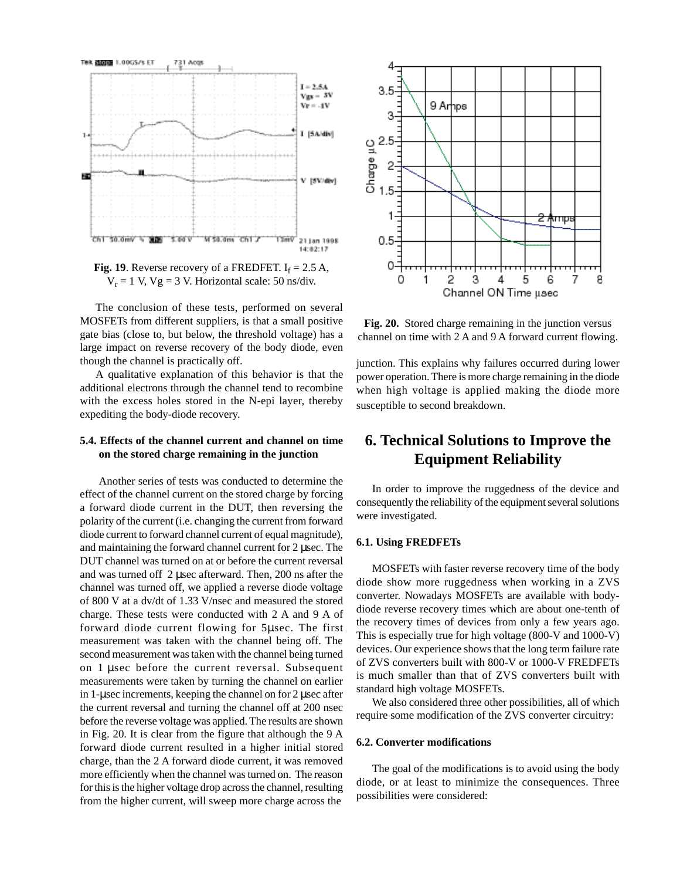Tek STOP 1.00GS/s ET 731 Acqs

I = 2.5A
Vgs = 3V
Vr = -1V

I [5A/div]

V [5V/div]

Ch1 50.0mV Ch2 5.00 V M 50.0ns Ch1 13mV 21 Jan 1998 14:02:17

**Fig. 19**. Reverse recovery of a FREDFET. $I_f$ = 2.5 A, $V_r$ = 1 V, Vg = 3 V. Horizontal scale: 50 ns/div.

The conclusion of these tests, performed on several MOSFETs from different suppliers, is that a small positive gate bias (close to, but below, the threshold voltage) has a large impact on reverse recovery of the body diode, even though the channel is practically off.

A qualitative explanation of this behavior is that the additional electrons through the channel tend to recombine with the excess holes stored in the N-epi layer, thereby expediting the body-diode recovery.

### 5.4. Effects of the channel current and channel on time on the stored charge remaining in the junction

Another series of tests was conducted to determine the effect of the channel current on the stored charge by forcing a forward diode current in the DUT, then reversing the polarity of the current (i.e. changing the current from forward diode current to forward channel current of equal magnitude), and maintaining the forward channel current for 2 μsec. The DUT channel was turned on at or before the current reversal and was turned off 2 μsec afterward. Then, 200 ns after the channel was turned off, we applied a reverse diode voltage of 800 V at a dv/dt of 1.33 V/nsec and measured the stored charge. These tests were conducted with 2 A and 9 A of forward diode current flowing for 5μsec. The first measurement was taken with the channel being off. The second measurement was taken with the channel being turned on 1 μsec before the current reversal. Subsequent measurements were taken by turning the channel on earlier in 1-μsec increments, keeping the channel on for 2 μsec after the current reversal and turning the channel off at 200 nsec before the reverse voltage was applied. The results are shown in Fig. 20. It is clear from the figure that although the 9 A forward diode current resulted in a higher initial stored charge, than the 2 A forward diode current, it was removed more efficiently when the channel was turned on. The reason for this is the higher voltage drop across the channel, resulting from the higher current, will sweep more charge across the

Charge μC

0 0.5 1 1.5 2 2.5 3 3.5 4

9 Amps

2 Amps

Channel ON Time μsec

0 1 2 3 4 5 6 7 8

**Fig. 20.** Stored charge remaining in the junction versus channel on time with 2 A and 9 A forward current flowing.

junction. This explains why failures occurred during lower power operation. There is more charge remaining in the diode when high voltage is applied making the diode more susceptible to second breakdown.

## 6. Technical Solutions to Improve the Equipment Reliability

In order to improve the ruggedness of the device and consequently the reliability of the equipment several solutions were investigated.

### 6.1. Using FREDFETs

MOSFETs with faster reverse recovery time of the body diode show more ruggedness when working in a ZVS converter. Nowadays MOSFETs are available with body-diode reverse recovery times which are about one-tenth of the recovery times of devices from only a few years ago. This is especially true for high voltage (800-V and 1000-V) devices. Our experience shows that the long term failure rate of ZVS converters built with 800-V or 1000-V FREDFETs is much smaller than that of ZVS converters built with standard high voltage MOSFETs.

We also considered three other possibilities, all of which require some modification of the ZVS converter circuitry:

### 6.2. Converter modifications

The goal of the modifications is to avoid using the body diode, or at least to minimize the consequences. Three possibilities were considered: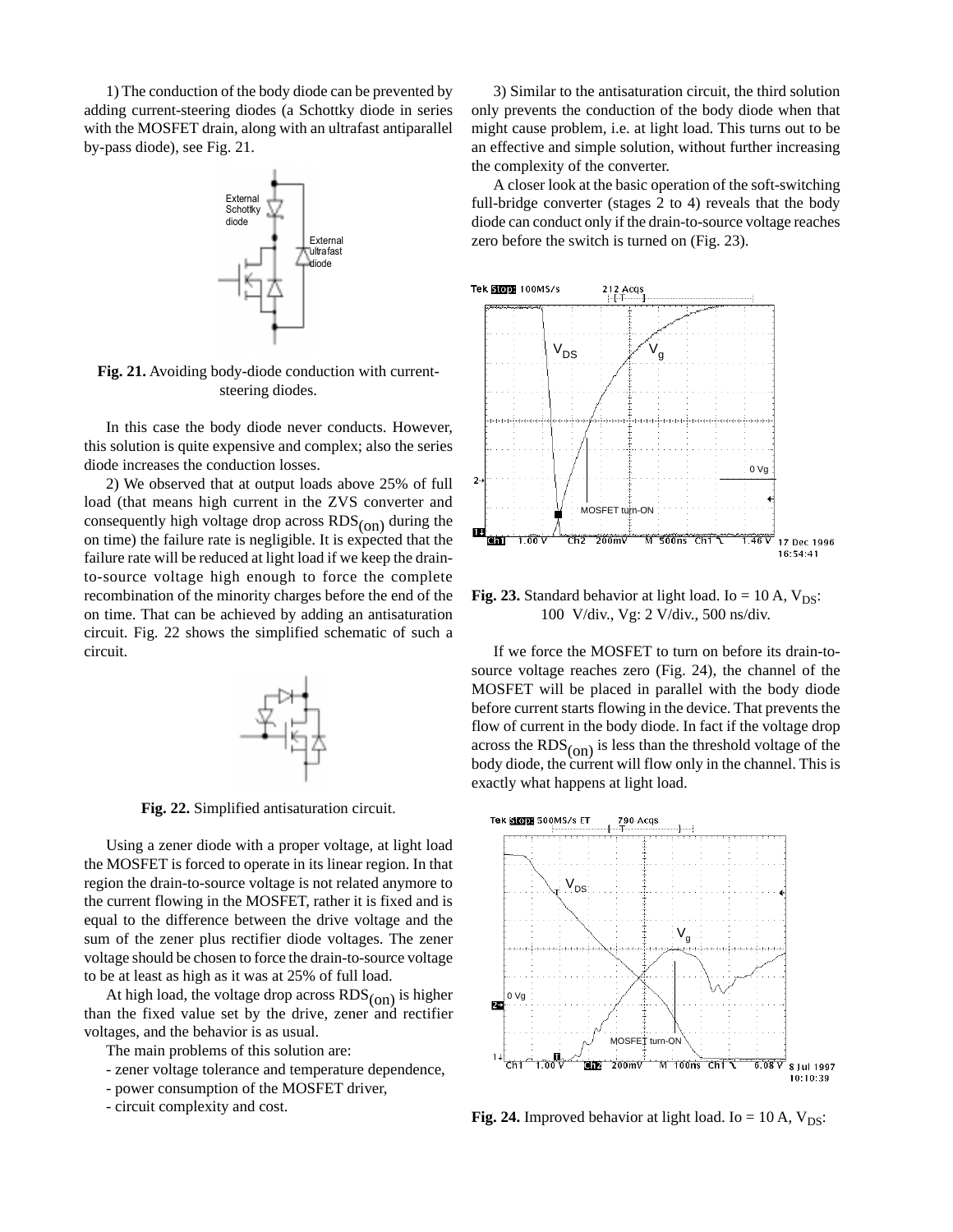1) The conduction of the body diode can be prevented by adding current-steering diodes (a Schottky diode in series with the MOSFET drain, along with an ultrafast antiparallel by-pass diode), see Fig. 21.

External
Schottky
diode

External
ultrafast
diode

**Fig. 21.** Avoiding body-diode conduction with current-steering diodes.

In this case the body diode never conducts. However, this solution is quite expensive and complex; also the series diode increases the conduction losses.

2) We observed that at output loads above 25% of full load (that means high current in the ZVS converter and consequently high voltage drop across $RDS_{(on)}$ during the on time) the failure rate is negligible. It is expected that the failure rate will be reduced at light load if we keep the drain-to-source voltage high enough to force the complete recombination of the minority charges before the end of the on time. That can be achieved by adding an antisaturation circuit. Fig. 22 shows the simplified schematic of such a circuit.

**Fig. 22.** Simplified antisaturation circuit.

Using a zener diode with a proper voltage, at light load the MOSFET is forced to operate in its linear region. In that region the drain-to-source voltage is not related anymore to the current flowing in the MOSFET, rather it is fixed and is equal to the difference between the drive voltage and the sum of the zener plus rectifier diode voltages. The zener voltage should be chosen to force the drain-to-source voltage to be at least as high as it was at 25% of full load.

At high load, the voltage drop across $RDS_{(on)}$ is higher than the fixed value set by the drive, zener and rectifier voltages, and the behavior is as usual.

The main problems of this solution are:

- zener voltage tolerance and temperature dependence,
- power consumption of the MOSFET driver,
- circuit complexity and cost.

3) Similar to the antisaturation circuit, the third solution only prevents the conduction of the body diode when that might cause problem, i.e. at light load. This turns out to be an effective and simple solution, without further increasing the complexity of the converter.

A closer look at the basic operation of the soft-switching full-bridge converter (stages 2 to 4) reveals that the body diode can conduct only if the drain-to-source voltage reaches zero before the switch is turned on (Fig. 23).

Tek Stop: 100MS/s 212 Acqs

$V_{DS}$ $V_g$

0 Vg

MOSFET turn-ON

Ch1 1.00 V Ch2 200mV M 500ns Ch1 ⁊ 1.46 V 17 Dec 1996 16:54:41

**Fig. 23.** Standard behavior at light load. Io = 10 A, $V_{DS}$: 100 V/div., Vg: 2 V/div., 500 ns/div.

If we force the MOSFET to turn on before its drain-to-source voltage reaches zero (Fig. 24), the channel of the MOSFET will be placed in parallel with the body diode before current starts flowing in the device. That prevents the flow of current in the body diode. In fact if the voltage drop across the $RDS_{(on)}$ is less than the threshold voltage of the body diode, the current will flow only in the channel. This is exactly what happens at light load.

Tek Stop: 500MS/s ET 790 Acqs

$V_{DS}$

$V_g$

0 Vg

MOSFET turn-ON

Ch1 1.00 V Ch2 200mV M 100ns Ch1 ⁊ 6.08 V 8 Jul 1997 10:10:39

**Fig. 24.** Improved behavior at light load. Io = 10 A, $V_{DS}$: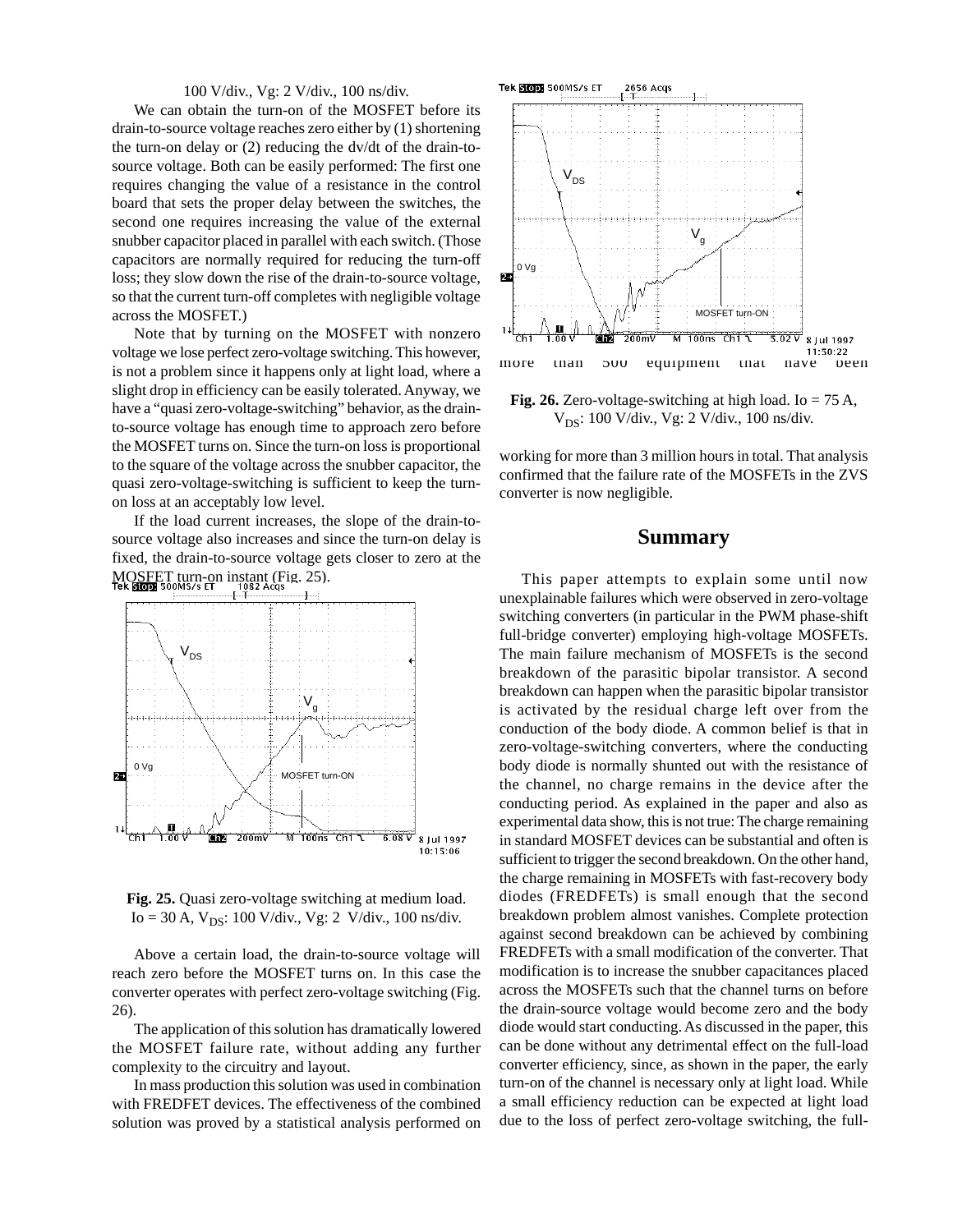100 V/div., Vg: 2 V/div., 100 ns/div.

We can obtain the turn-on of the MOSFET before its drain-to-source voltage reaches zero either by (1) shortening the turn-on delay or (2) reducing the dv/dt of the drain-to-source voltage. Both can be easily performed: The first one requires changing the value of a resistance in the control board that sets the proper delay between the switches, the second one requires increasing the value of the external snubber capacitor placed in parallel with each switch. (Those capacitors are normally required for reducing the turn-off loss; they slow down the rise of the drain-to-source voltage, so that the current turn-off completes with negligible voltage across the MOSFET.)

Note that by turning on the MOSFET with nonzero voltage we lose perfect zero-voltage switching. This however, is not a problem since it happens only at light load, where a slight drop in efficiency can be easily tolerated. Anyway, we have a "quasi zero-voltage-switching" behavior, as the drain-to-source voltage has enough time to approach zero before the MOSFET turns on. Since the turn-on loss is proportional to the square of the voltage across the snubber capacitor, the quasi zero-voltage-switching is sufficient to keep the turn-on loss at an acceptably low level.

If the load current increases, the slope of the drain-to-source voltage also increases and since the turn-on delay is fixed, the drain-to-source voltage gets closer to zero at the MOSFET turn-on instant (Fig. 25).

Tek Stop: 500MS/s ET 1082 Acqs

$V_{DS}$

$V_g$

0 Vg

MOSFET turn-ON

Ch1 1.00 V Ch2 200mV M 100ns Ch1 6.08 V 8 Jul 1997 10:15:06

**Fig. 25.** Quasi zero-voltage switching at medium load. Io = 30 A, $V_{DS}$: 100 V/div., Vg: 2 V/div., 100 ns/div.

Above a certain load, the drain-to-source voltage will reach zero before the MOSFET turns on. In this case the converter operates with perfect zero-voltage switching (Fig. 26).

The application of this solution has dramatically lowered the MOSFET failure rate, without adding any further complexity to the circuitry and layout.

In mass production this solution was used in combination with FREDFET devices. The effectiveness of the combined solution was proved by a statistical analysis performed on more than 500 equipment that have been working for more than 3 million hours in total. That analysis confirmed that the failure rate of the MOSFETs in the ZVS converter is now negligible.

Tek Stop: 500MS/s ET 2656 Acqs

$V_{DS}$

$V_g$

0 Vg

MOSFET turn-ON

Ch1 1.00 V Ch2 200mV M 100ns Ch1 5.02 V 8 Jul 1997 11:50:22

**Fig. 26.** Zero-voltage-switching at high load. Io = 75 A, $V_{DS}$: 100 V/div., Vg: 2 V/div., 100 ns/div.

## Summary

This paper attempts to explain some until now unexplainable failures which were observed in zero-voltage switching converters (in particular in the PWM phase-shift full-bridge converter) employing high-voltage MOSFETs. The main failure mechanism of MOSFETs is the second breakdown of the parasitic bipolar transistor. A second breakdown can happen when the parasitic bipolar transistor is activated by the residual charge left over from the conduction of the body diode. A common belief is that in zero-voltage-switching converters, where the conducting body diode is normally shunted out with the resistance of the channel, no charge remains in the device after the conducting period. As explained in the paper and also as experimental data show, this is not true: The charge remaining in standard MOSFET devices can be substantial and often is sufficient to trigger the second breakdown. On the other hand, the charge remaining in MOSFETs with fast-recovery body diodes (FREDFETs) is small enough that the second breakdown problem almost vanishes. Complete protection against second breakdown can be achieved by combining FREDFETs with a small modification of the converter. That modification is to increase the snubber capacitances placed across the MOSFETs such that the channel turns on before the drain-source voltage would become zero and the body diode would start conducting. As discussed in the paper, this can be done without any detrimental effect on the full-load converter efficiency, since, as shown in the paper, the early turn-on of the channel is necessary only at light load. While a small efficiency reduction can be expected at light load due to the loss of perfect zero-voltage switching, the full-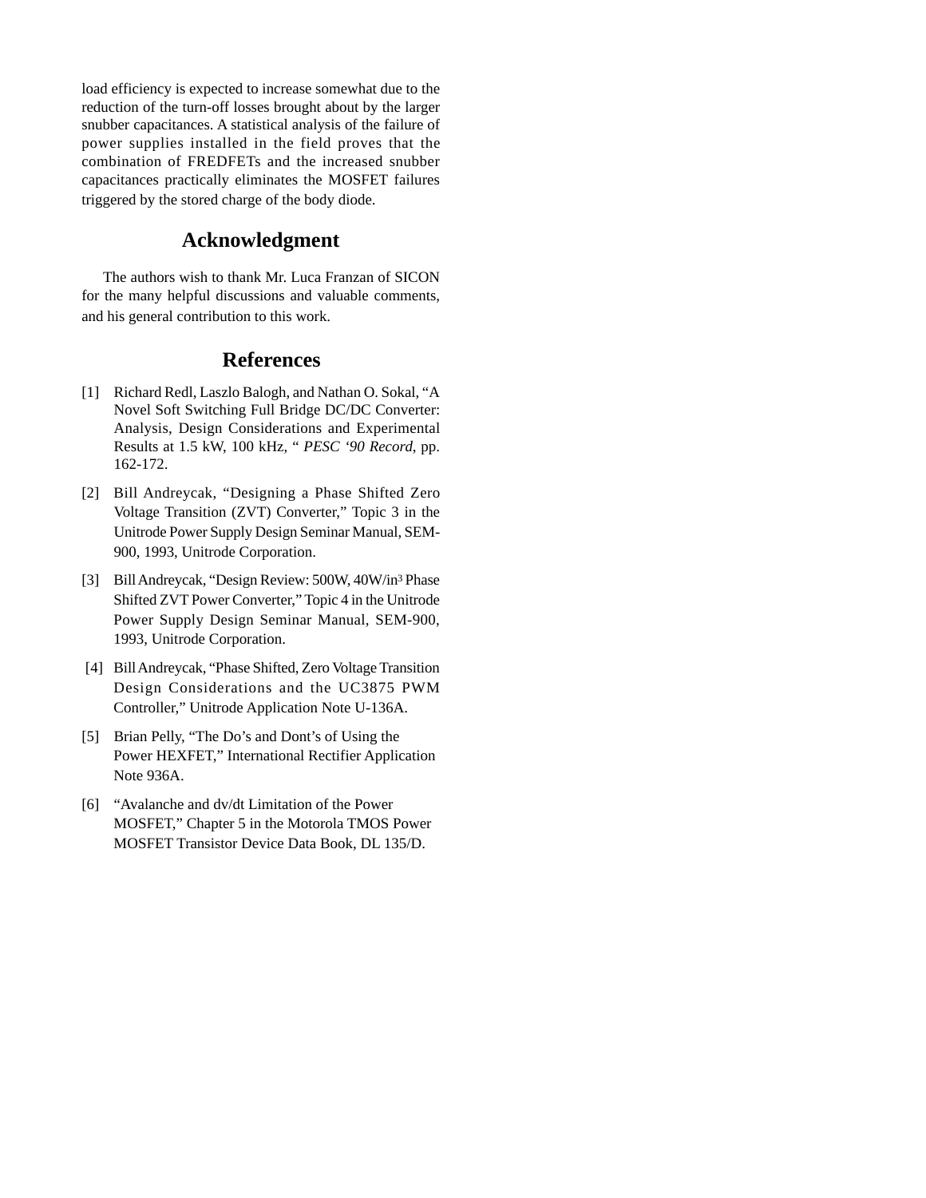load efficiency is expected to increase somewhat due to the reduction of the turn-off losses brought about by the larger snubber capacitances. A statistical analysis of the failure of power supplies installed in the field proves that the combination of FREDFETs and the increased snubber capacitances practically eliminates the MOSFET failures triggered by the stored charge of the body diode.

## Acknowledgment

The authors wish to thank Mr. Luca Franzan of SICON for the many helpful discussions and valuable comments, and his general contribution to this work.

## References

[1] Richard Redl, Laszlo Balogh, and Nathan O. Sokal, "A Novel Soft Switching Full Bridge DC/DC Converter: Analysis, Design Considerations and Experimental Results at 1.5 kW, 100 kHz, " *PESC '90 Record*, pp. 162-172.

[2] Bill Andreycak, "Designing a Phase Shifted Zero Voltage Transition (ZVT) Converter," Topic 3 in the Unitrode Power Supply Design Seminar Manual, SEM-900, 1993, Unitrode Corporation.

[3] Bill Andreycak, "Design Review: 500W, 40W/in$^3$ Phase Shifted ZVT Power Converter," Topic 4 in the Unitrode Power Supply Design Seminar Manual, SEM-900, 1993, Unitrode Corporation.

[4] Bill Andreycak, "Phase Shifted, Zero Voltage Transition Design Considerations and the UC3875 PWM Controller," Unitrode Application Note U-136A.

[5] Brian Pelly, "The Do's and Dont's of Using the Power HEXFET," International Rectifier Application Note 936A.

[6] "Avalanche and dv/dt Limitation of the Power MOSFET," Chapter 5 in the Motorola TMOS Power MOSFET Transistor Device Data Book, DL 135/D.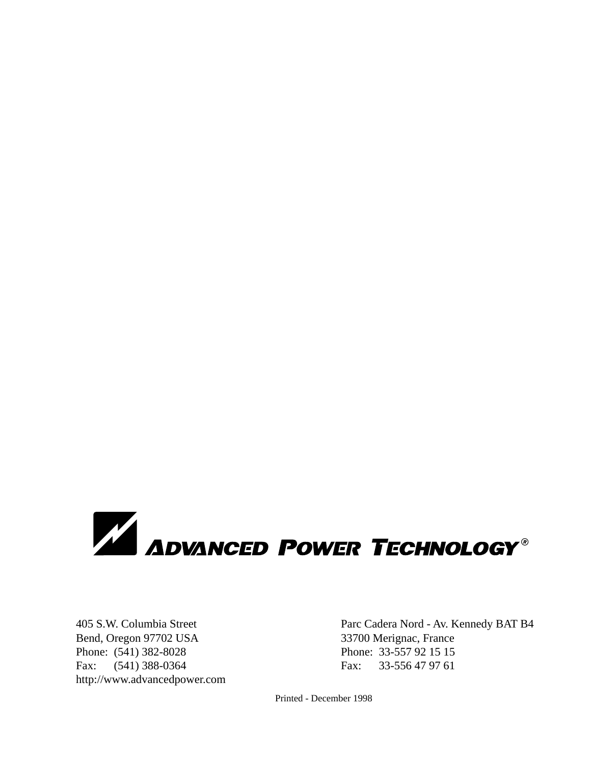ADVANCED POWER TECHNOLOGY®

405 S.W. Columbia Street
Bend, Oregon 97702 USA
Phone: (541) 382-8028
Fax: (541) 388-0364
http://www.advancedpower.com

Parc Cadera Nord - Av. Kennedy BAT B4
33700 Merignac, France
Phone: 33-557 92 15 15
Fax: 33-556 47 97 61

Printed - December 1998